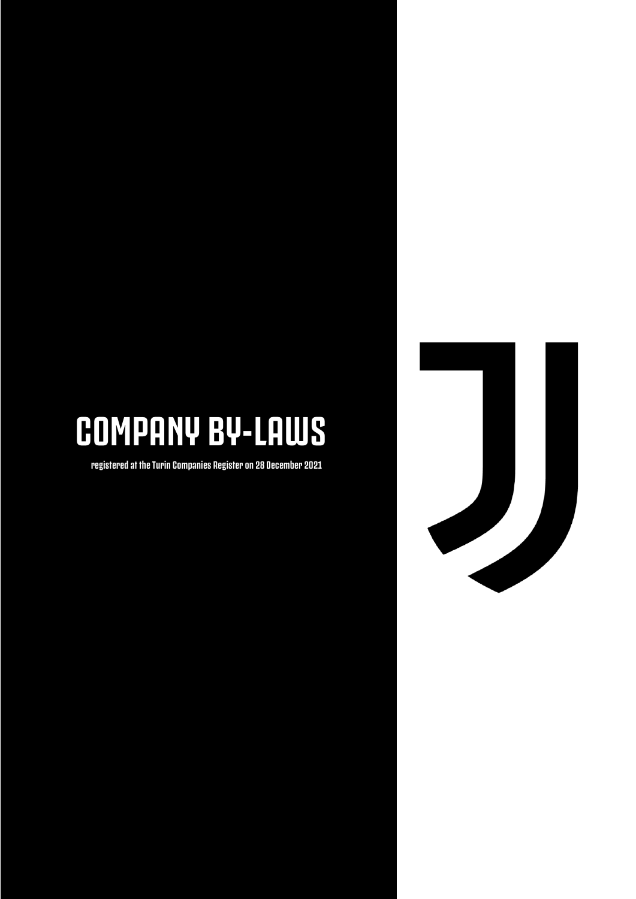# COMPANY BY-LAWS

registered at the Turin Companies Register on 28 December 2021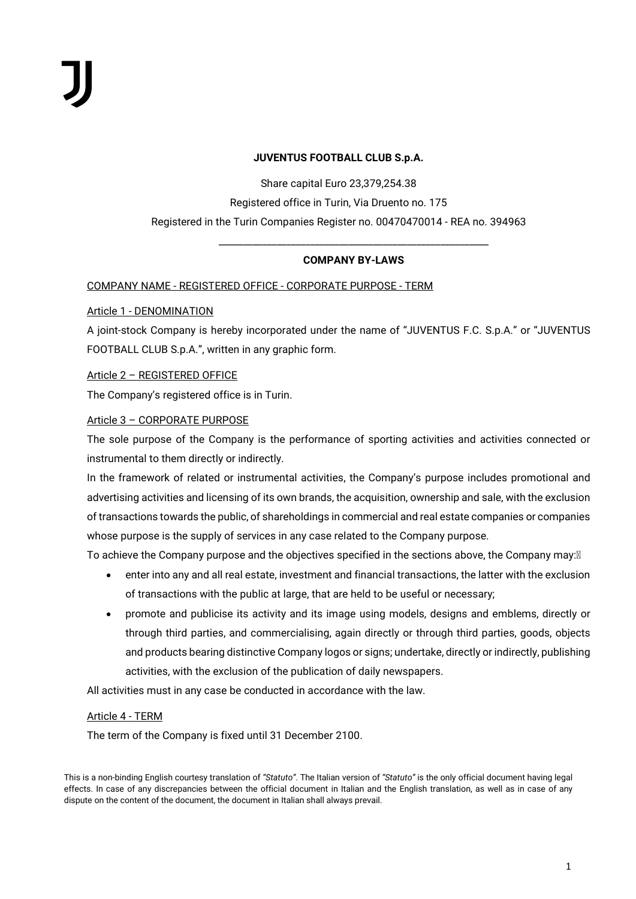**JUVENTUS FOOTBALL CLUB S.p.A.**

Share capital Euro 23,379,254.38

Registered office in Turin, Via Druento no. 175

Registered in the Turin Companies Register no. 00470470014 - REA no. 394963

---

**COMPANY BY-LAWS**

COMPANY NAME - REGISTERED OFFICE - CORPORATE PURPOSE - TERM

Article 1 - DENOMINATION

A joint-stock Company is hereby incorporated under the name of "JUVENTUS F.C. S.p.A." or "JUVENTUS FOOTBALL CLUB S.p.A.", written in any graphic form.

Article 2 – REGISTERED OFFICE

The Company's registered office is in Turin.

Article 3 – CORPORATE PURPOSE

The sole purpose of the Company is the performance of sporting activities and activities connected or instrumental to them directly or indirectly.

In the framework of related or instrumental activities, the Company's purpose includes promotional and advertising activities and licensing of its own brands, the acquisition, ownership and sale, with the exclusion of transactions towards the public, of shareholdings in commercial and real estate companies or companies whose purpose is the supply of services in any case related to the Company purpose.

To achieve the Company purpose and the objectives specified in the sections above, the Company may:

- enter into any and all real estate, investment and financial transactions, the latter with the exclusion of transactions with the public at large, that are held to be useful or necessary;
- promote and publicise its activity and its image using models, designs and emblems, directly or through third parties, and commercialising, again directly or through third parties, goods, objects and products bearing distinctive Company logos or signs; undertake, directly or indirectly, publishing activities, with the exclusion of the publication of daily newspapers.

All activities must in any case be conducted in accordance with the law.

Article 4 - TERM

The term of the Company is fixed until 31 December 2100.

This is a non-binding English courtesy translation of *"Statuto"*. The Italian version of *"Statuto"* is the only official document having legal effects. In case of any discrepancies between the official document in Italian and the English translation, as well as in case of any dispute on the content of the document, the document in Italian shall always prevail.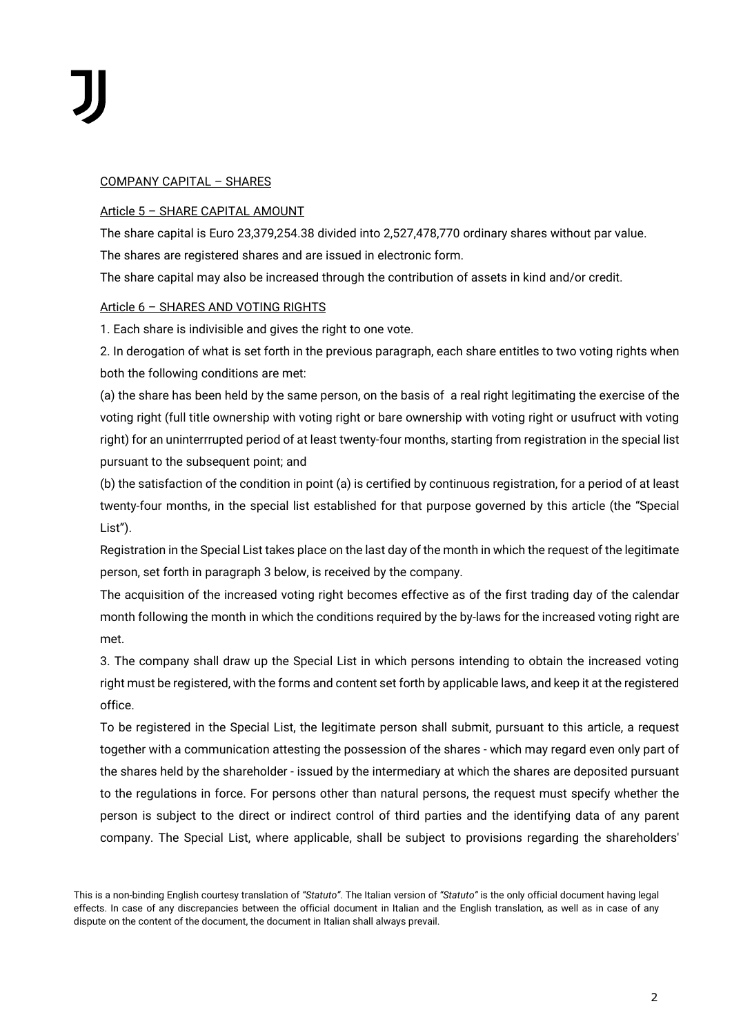COMPANY CAPITAL – SHARES

Article 5 – SHARE CAPITAL AMOUNT

The share capital is Euro 23,379,254.38 divided into 2,527,478,770 ordinary shares without par value.

The shares are registered shares and are issued in electronic form.

The share capital may also be increased through the contribution of assets in kind and/or credit.

Article 6 – SHARES AND VOTING RIGHTS

1. Each share is indivisible and gives the right to one vote.

2. In derogation of what is set forth in the previous paragraph, each share entitles to two voting rights when both the following conditions are met:

(a) the share has been held by the same person, on the basis of a real right legitimating the exercise of the voting right (full title ownership with voting right or bare ownership with voting right or usufruct with voting right) for an uninterrrupted period of at least twenty-four months, starting from registration in the special list pursuant to the subsequent point; and

(b) the satisfaction of the condition in point (a) is certified by continuous registration, for a period of at least twenty-four months, in the special list established for that purpose governed by this article (the "Special List").

Registration in the Special List takes place on the last day of the month in which the request of the legitimate person, set forth in paragraph 3 below, is received by the company.

The acquisition of the increased voting right becomes effective as of the first trading day of the calendar month following the month in which the conditions required by the by-laws for the increased voting right are met.

3. The company shall draw up the Special List in which persons intending to obtain the increased voting right must be registered, with the forms and content set forth by applicable laws, and keep it at the registered office.

To be registered in the Special List, the legitimate person shall submit, pursuant to this article, a request together with a communication attesting the possession of the shares - which may regard even only part of the shares held by the shareholder - issued by the intermediary at which the shares are deposited pursuant to the regulations in force. For persons other than natural persons, the request must specify whether the person is subject to the direct or indirect control of third parties and the identifying data of any parent company. The Special List, where applicable, shall be subject to provisions regarding the shareholders'

This is a non-binding English courtesy translation of *"Statuto"*. The Italian version of *"Statuto"* is the only official document having legal effects. In case of any discrepancies between the official document in Italian and the English translation, as well as in case of any dispute on the content of the document, the document in Italian shall always prevail.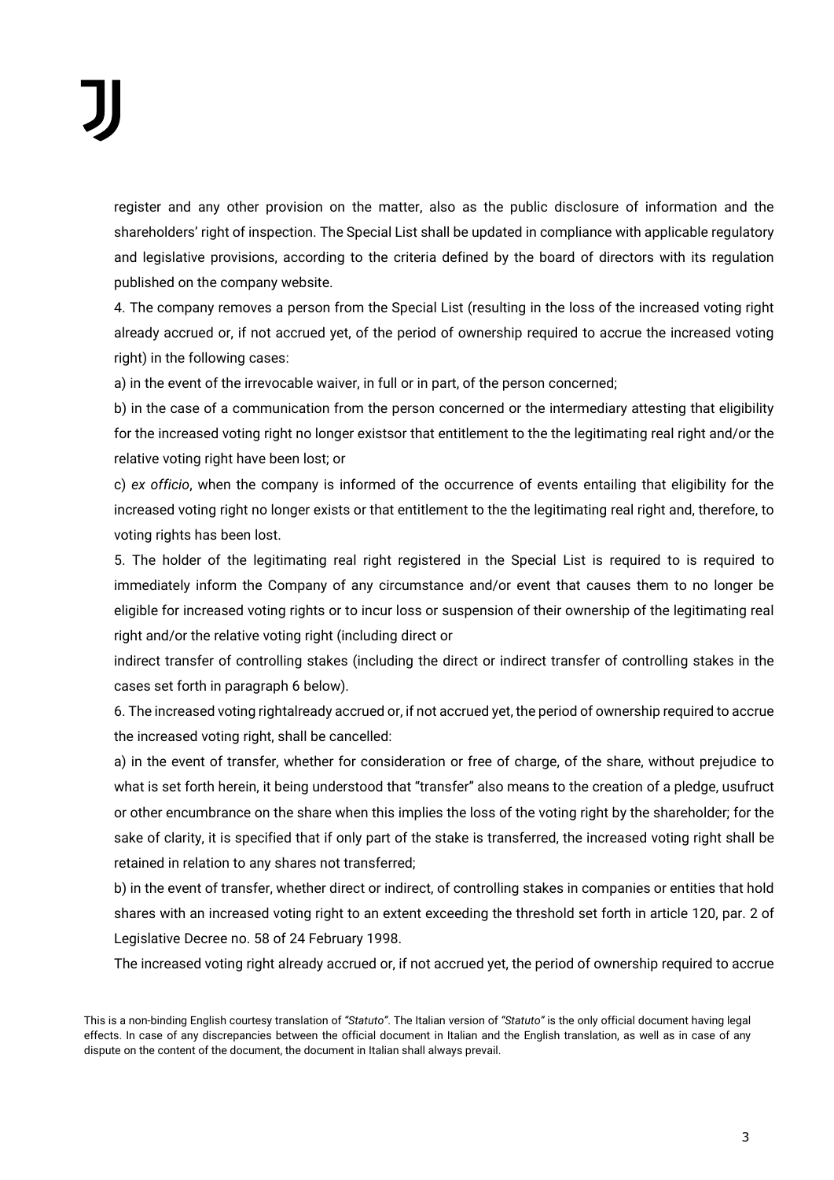register and any other provision on the matter, also as the public disclosure of information and the shareholders' right of inspection. The Special List shall be updated in compliance with applicable regulatory and legislative provisions, according to the criteria defined by the board of directors with its regulation published on the company website.

4. The company removes a person from the Special List (resulting in the loss of the increased voting right already accrued or, if not accrued yet, of the period of ownership required to accrue the increased voting right) in the following cases:

a) in the event of the irrevocable waiver, in full or in part, of the person concerned;

b) in the case of a communication from the person concerned or the intermediary attesting that eligibility for the increased voting right no longer existsor that entitlement to the the legitimating real right and/or the relative voting right have been lost; or

c) *ex officio*, when the company is informed of the occurrence of events entailing that eligibility for the increased voting right no longer exists or that entitlement to the the legitimating real right and, therefore, to voting rights has been lost.

5. The holder of the legitimating real right registered in the Special List is required to is required to immediately inform the Company of any circumstance and/or event that causes them to no longer be eligible for increased voting rights or to incur loss or suspension of their ownership of the legitimating real right and/or the relative voting right (including direct or

indirect transfer of controlling stakes (including the direct or indirect transfer of controlling stakes in the cases set forth in paragraph 6 below).

6. The increased voting rightalready accrued or, if not accrued yet, the period of ownership required to accrue the increased voting right, shall be cancelled:

a) in the event of transfer, whether for consideration or free of charge, of the share, without prejudice to what is set forth herein, it being understood that "transfer" also means to the creation of a pledge, usufruct or other encumbrance on the share when this implies the loss of the voting right by the shareholder; for the sake of clarity, it is specified that if only part of the stake is transferred, the increased voting right shall be retained in relation to any shares not transferred;

b) in the event of transfer, whether direct or indirect, of controlling stakes in companies or entities that hold shares with an increased voting right to an extent exceeding the threshold set forth in article 120, par. 2 of Legislative Decree no. 58 of 24 February 1998.

The increased voting right already accrued or, if not accrued yet, the period of ownership required to accrue

This is a non-binding English courtesy translation of *"Statuto"*. The Italian version of *"Statuto"* is the only official document having legal effects. In case of any discrepancies between the official document in Italian and the English translation, as well as in case of any dispute on the content of the document, the document in Italian shall always prevail.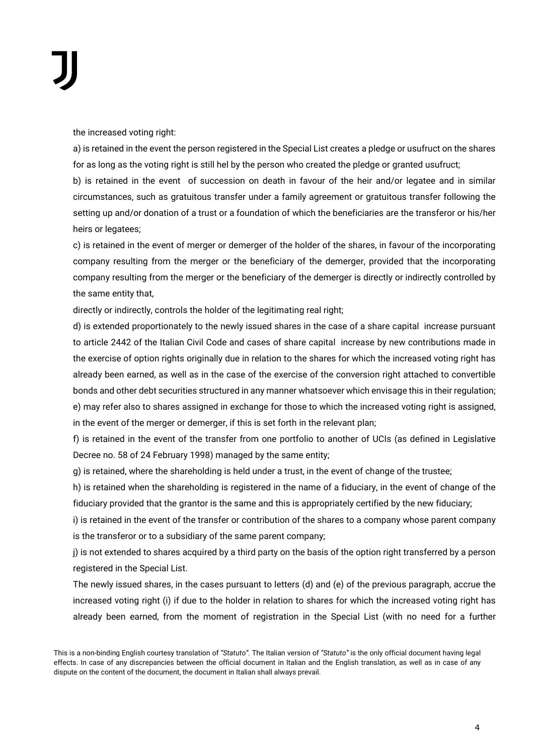the increased voting right:

a) is retained in the event the person registered in the Special List creates a pledge or usufruct on the shares for as long as the voting right is still hel by the person who created the pledge or granted usufruct;

b) is retained in the event of succession on death in favour of the heir and/or legatee and in similar circumstances, such as gratuitous transfer under a family agreement or gratuitous transfer following the setting up and/or donation of a trust or a foundation of which the beneficiaries are the transferor or his/her heirs or legatees;

c) is retained in the event of merger or demerger of the holder of the shares, in favour of the incorporating company resulting from the merger or the beneficiary of the demerger, provided that the incorporating company resulting from the merger or the beneficiary of the demerger is directly or indirectly controlled by the same entity that,

directly or indirectly, controls the holder of the legitimating real right;

d) is extended proportionately to the newly issued shares in the case of a share capital increase pursuant to article 2442 of the Italian Civil Code and cases of share capital increase by new contributions made in the exercise of option rights originally due in relation to the shares for which the increased voting right has already been earned, as well as in the case of the exercise of the conversion right attached to convertible bonds and other debt securities structured in any manner whatsoever which envisage this in their regulation;

e) may refer also to shares assigned in exchange for those to which the increased voting right is assigned, in the event of the merger or demerger, if this is set forth in the relevant plan;

f) is retained in the event of the transfer from one portfolio to another of UCIs (as defined in Legislative Decree no. 58 of 24 February 1998) managed by the same entity;

g) is retained, where the shareholding is held under a trust, in the event of change of the trustee;

h) is retained when the shareholding is registered in the name of a fiduciary, in the event of change of the fiduciary provided that the grantor is the same and this is appropriately certified by the new fiduciary;

i) is retained in the event of the transfer or contribution of the shares to a company whose parent company is the transferor or to a subsidiary of the same parent company;

j) is not extended to shares acquired by a third party on the basis of the option right transferred by a person registered in the Special List.

The newly issued shares, in the cases pursuant to letters (d) and (e) of the previous paragraph, accrue the increased voting right (i) if due to the holder in relation to shares for which the increased voting right has already been earned, from the moment of registration in the Special List (with no need for a further

This is a non-binding English courtesy translation of *"Statuto"*. The Italian version of *"Statuto"* is the only official document having legal effects. In case of any discrepancies between the official document in Italian and the English translation, as well as in case of any dispute on the content of the document, the document in Italian shall always prevail.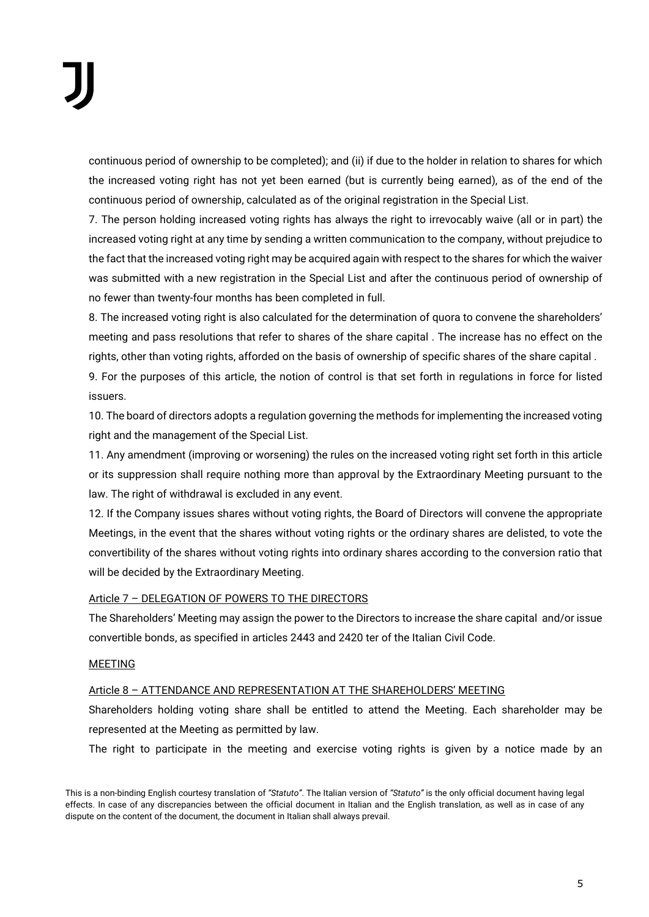continuous period of ownership to be completed); and (ii) if due to the holder in relation to shares for which the increased voting right has not yet been earned (but is currently being earned), as of the end of the continuous period of ownership, calculated as of the original registration in the Special List.

7. The person holding increased voting rights has always the right to irrevocably waive (all or in part) the increased voting right at any time by sending a written communication to the company, without prejudice to the fact that the increased voting right may be acquired again with respect to the shares for which the waiver was submitted with a new registration in the Special List and after the continuous period of ownership of no fewer than twenty-four months has been completed in full.

8. The increased voting right is also calculated for the determination of quora to convene the shareholders' meeting and pass resolutions that refer to shares of the share capital . The increase has no effect on the rights, other than voting rights, afforded on the basis of ownership of specific shares of the share capital .

9. For the purposes of this article, the notion of control is that set forth in regulations in force for listed issuers.

10. The board of directors adopts a regulation governing the methods for implementing the increased voting right and the management of the Special List.

11. Any amendment (improving or worsening) the rules on the increased voting right set forth in this article or its suppression shall require nothing more than approval by the Extraordinary Meeting pursuant to the law. The right of withdrawal is excluded in any event.

12. If the Company issues shares without voting rights, the Board of Directors will convene the appropriate Meetings, in the event that the shares without voting rights or the ordinary shares are delisted, to vote the convertibility of the shares without voting rights into ordinary shares according to the conversion ratio that will be decided by the Extraordinary Meeting.

### Article 7 – DELEGATION OF POWERS TO THE DIRECTORS

The Shareholders' Meeting may assign the power to the Directors to increase the share capital and/or issue convertible bonds, as specified in articles 2443 and 2420 ter of the Italian Civil Code.

## MEETING

### Article 8 – ATTENDANCE AND REPRESENTATION AT THE SHAREHOLDERS' MEETING

Shareholders holding voting share shall be entitled to attend the Meeting. Each shareholder may be represented at the Meeting as permitted by law.

The right to participate in the meeting and exercise voting rights is given by a notice made by an

This is a non-binding English courtesy translation of *"Statuto"*. The Italian version of *"Statuto"* is the only official document having legal effects. In case of any discrepancies between the official document in Italian and the English translation, as well as in case of any dispute on the content of the document, the document in Italian shall always prevail.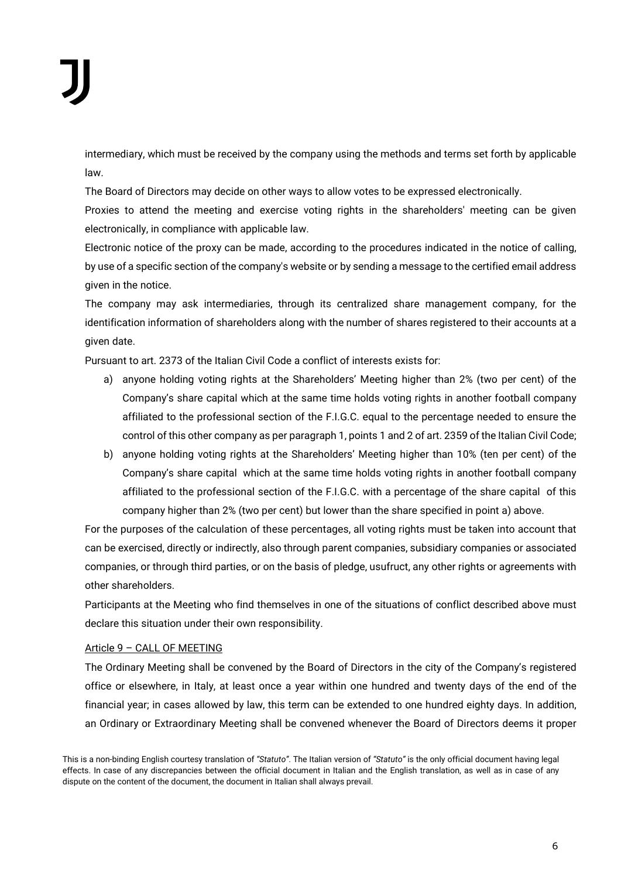intermediary, which must be received by the company using the methods and terms set forth by applicable law.

The Board of Directors may decide on other ways to allow votes to be expressed electronically.

Proxies to attend the meeting and exercise voting rights in the shareholders' meeting can be given electronically, in compliance with applicable law.

Electronic notice of the proxy can be made, according to the procedures indicated in the notice of calling, by use of a specific section of the company's website or by sending a message to the certified email address given in the notice.

The company may ask intermediaries, through its centralized share management company, for the identification information of shareholders along with the number of shares registered to their accounts at a given date.

Pursuant to art. 2373 of the Italian Civil Code a conflict of interests exists for:

a) anyone holding voting rights at the Shareholders' Meeting higher than 2% (two per cent) of the Company's share capital which at the same time holds voting rights in another football company affiliated to the professional section of the F.I.G.C. equal to the percentage needed to ensure the control of this other company as per paragraph 1, points 1 and 2 of art. 2359 of the Italian Civil Code;

b) anyone holding voting rights at the Shareholders' Meeting higher than 10% (ten per cent) of the Company's share capital which at the same time holds voting rights in another football company affiliated to the professional section of the F.I.G.C. with a percentage of the share capital of this company higher than 2% (two per cent) but lower than the share specified in point a) above.

For the purposes of the calculation of these percentages, all voting rights must be taken into account that can be exercised, directly or indirectly, also through parent companies, subsidiary companies or associated companies, or through third parties, or on the basis of pledge, usufruct, any other rights or agreements with other shareholders.

Participants at the Meeting who find themselves in one of the situations of conflict described above must declare this situation under their own responsibility.

## Article 9 – CALL OF MEETING

The Ordinary Meeting shall be convened by the Board of Directors in the city of the Company's registered office or elsewhere, in Italy, at least once a year within one hundred and twenty days of the end of the financial year; in cases allowed by law, this term can be extended to one hundred eighty days. In addition, an Ordinary or Extraordinary Meeting shall be convened whenever the Board of Directors deems it proper

This is a non-binding English courtesy translation of *"Statuto"*. The Italian version of *"Statuto"* is the only official document having legal effects. In case of any discrepancies between the official document in Italian and the English translation, as well as in case of any dispute on the content of the document, the document in Italian shall always prevail.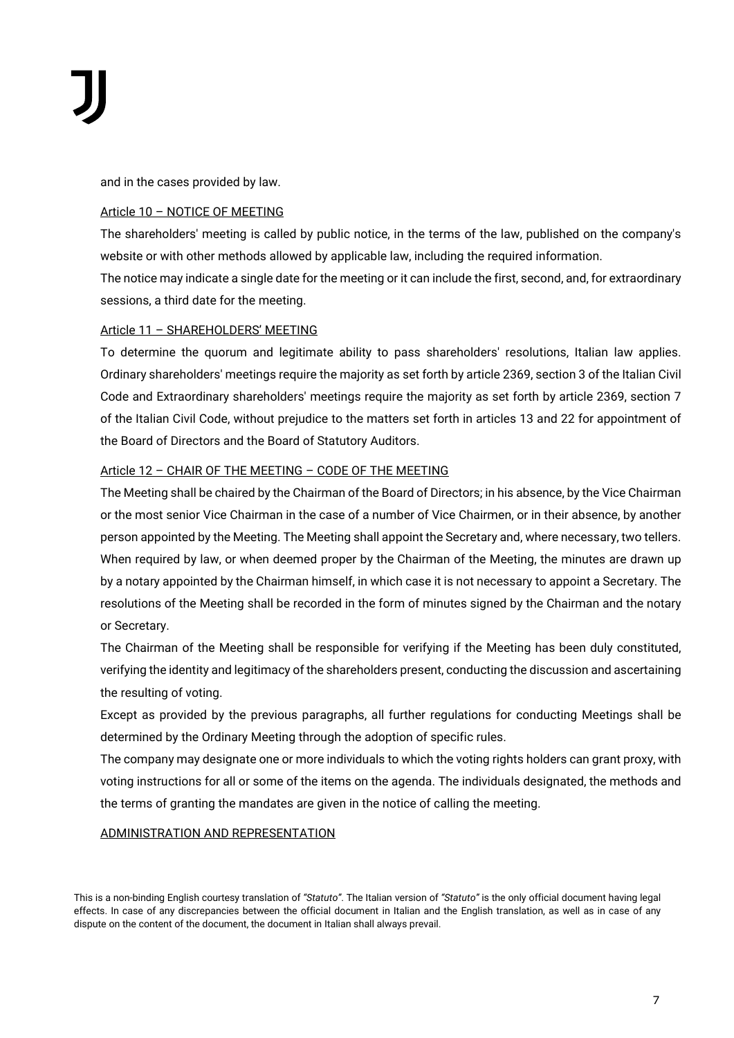and in the cases provided by law.

Article 10 – NOTICE OF MEETING

The shareholders' meeting is called by public notice, in the terms of the law, published on the company's website or with other methods allowed by applicable law, including the required information.

The notice may indicate a single date for the meeting or it can include the first, second, and, for extraordinary sessions, a third date for the meeting.

Article 11 – SHAREHOLDERS' MEETING

To determine the quorum and legitimate ability to pass shareholders' resolutions, Italian law applies. Ordinary shareholders' meetings require the majority as set forth by article 2369, section 3 of the Italian Civil Code and Extraordinary shareholders' meetings require the majority as set forth by article 2369, section 7 of the Italian Civil Code, without prejudice to the matters set forth in articles 13 and 22 for appointment of the Board of Directors and the Board of Statutory Auditors.

Article 12 – CHAIR OF THE MEETING – CODE OF THE MEETING

The Meeting shall be chaired by the Chairman of the Board of Directors; in his absence, by the Vice Chairman or the most senior Vice Chairman in the case of a number of Vice Chairmen, or in their absence, by another person appointed by the Meeting. The Meeting shall appoint the Secretary and, where necessary, two tellers. When required by law, or when deemed proper by the Chairman of the Meeting, the minutes are drawn up by a notary appointed by the Chairman himself, in which case it is not necessary to appoint a Secretary. The resolutions of the Meeting shall be recorded in the form of minutes signed by the Chairman and the notary or Secretary.

The Chairman of the Meeting shall be responsible for verifying if the Meeting has been duly constituted, verifying the identity and legitimacy of the shareholders present, conducting the discussion and ascertaining the resulting of voting.

Except as provided by the previous paragraphs, all further regulations for conducting Meetings shall be determined by the Ordinary Meeting through the adoption of specific rules.

The company may designate one or more individuals to which the voting rights holders can grant proxy, with voting instructions for all or some of the items on the agenda. The individuals designated, the methods and the terms of granting the mandates are given in the notice of calling the meeting.

ADMINISTRATION AND REPRESENTATION

This is a non-binding English courtesy translation of *"Statuto"*. The Italian version of *"Statuto"* is the only official document having legal effects. In case of any discrepancies between the official document in Italian and the English translation, as well as in case of any dispute on the content of the document, the document in Italian shall always prevail.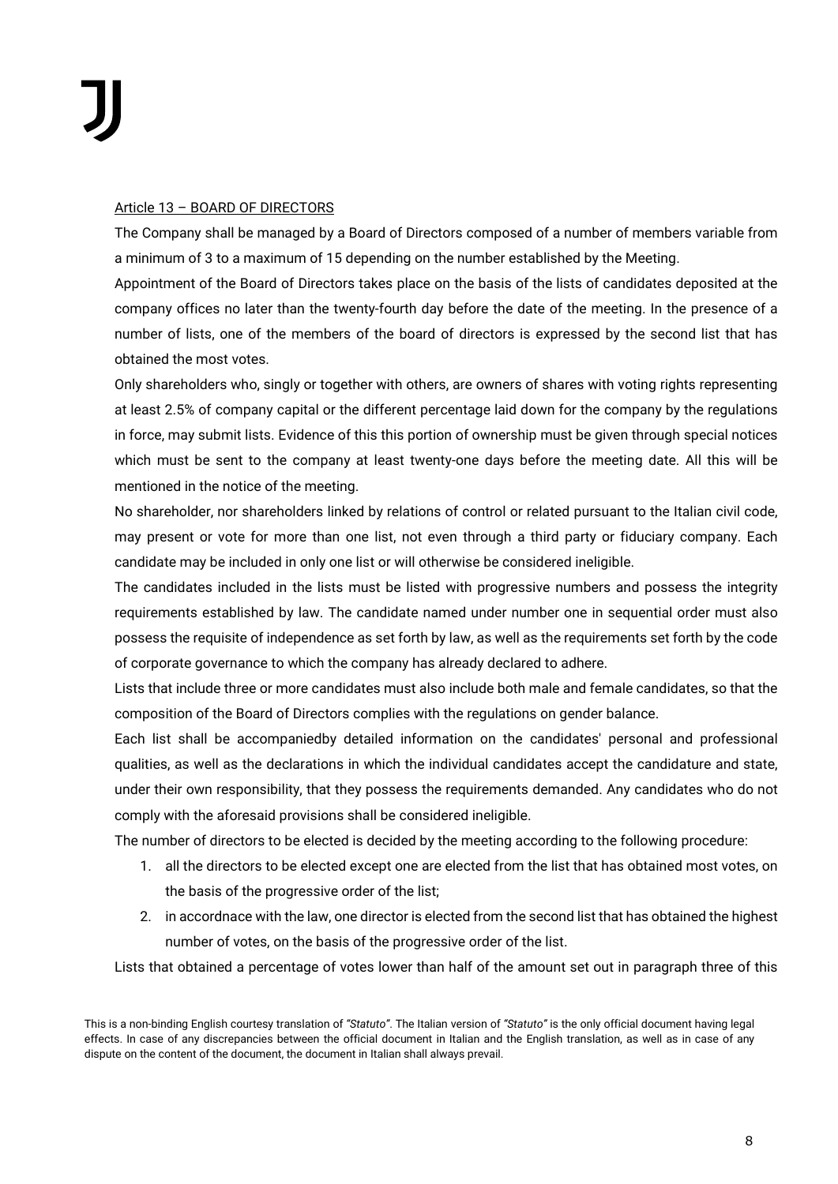Article 13 – BOARD OF DIRECTORS

The Company shall be managed by a Board of Directors composed of a number of members variable from a minimum of 3 to a maximum of 15 depending on the number established by the Meeting.

Appointment of the Board of Directors takes place on the basis of the lists of candidates deposited at the company offices no later than the twenty-fourth day before the date of the meeting. In the presence of a number of lists, one of the members of the board of directors is expressed by the second list that has obtained the most votes.

Only shareholders who, singly or together with others, are owners of shares with voting rights representing at least 2.5% of company capital or the different percentage laid down for the company by the regulations in force, may submit lists. Evidence of this this portion of ownership must be given through special notices which must be sent to the company at least twenty-one days before the meeting date. All this will be mentioned in the notice of the meeting.

No shareholder, nor shareholders linked by relations of control or related pursuant to the Italian civil code, may present or vote for more than one list, not even through a third party or fiduciary company. Each candidate may be included in only one list or will otherwise be considered ineligible.

The candidates included in the lists must be listed with progressive numbers and possess the integrity requirements established by law. The candidate named under number one in sequential order must also possess the requisite of independence as set forth by law, as well as the requirements set forth by the code of corporate governance to which the company has already declared to adhere.

Lists that include three or more candidates must also include both male and female candidates, so that the composition of the Board of Directors complies with the regulations on gender balance.

Each list shall be accompaniedby detailed information on the candidates' personal and professional qualities, as well as the declarations in which the individual candidates accept the candidature and state, under their own responsibility, that they possess the requirements demanded. Any candidates who do not comply with the aforesaid provisions shall be considered ineligible.

The number of directors to be elected is decided by the meeting according to the following procedure:

1. all the directors to be elected except one are elected from the list that has obtained most votes, on the basis of the progressive order of the list;
2. in accordnace with the law, one director is elected from the second list that has obtained the highest number of votes, on the basis of the progressive order of the list.

Lists that obtained a percentage of votes lower than half of the amount set out in paragraph three of this

This is a non-binding English courtesy translation of *"Statuto"*. The Italian version of *"Statuto"* is the only official document having legal effects. In case of any discrepancies between the official document in Italian and the English translation, as well as in case of any dispute on the content of the document, the document in Italian shall always prevail.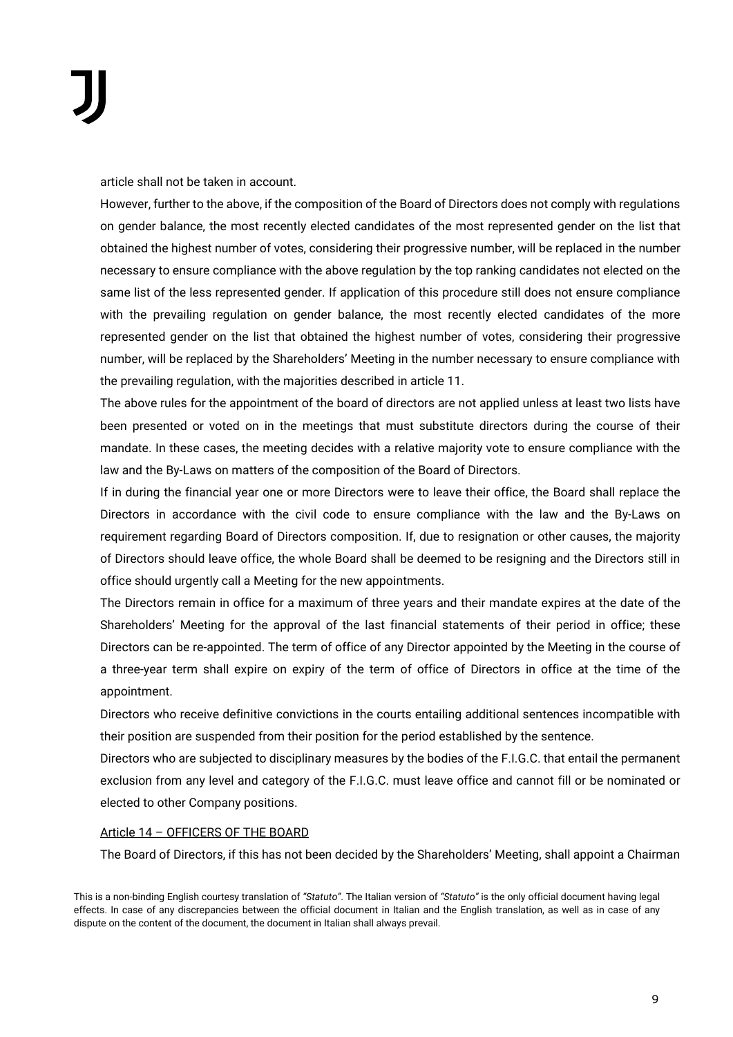article shall not be taken in account.

However, further to the above, if the composition of the Board of Directors does not comply with regulations on gender balance, the most recently elected candidates of the most represented gender on the list that obtained the highest number of votes, considering their progressive number, will be replaced in the number necessary to ensure compliance with the above regulation by the top ranking candidates not elected on the same list of the less represented gender. If application of this procedure still does not ensure compliance with the prevailing regulation on gender balance, the most recently elected candidates of the more represented gender on the list that obtained the highest number of votes, considering their progressive number, will be replaced by the Shareholders' Meeting in the number necessary to ensure compliance with the prevailing regulation, with the majorities described in article 11.

The above rules for the appointment of the board of directors are not applied unless at least two lists have been presented or voted on in the meetings that must substitute directors during the course of their mandate. In these cases, the meeting decides with a relative majority vote to ensure compliance with the law and the By-Laws on matters of the composition of the Board of Directors.

If in during the financial year one or more Directors were to leave their office, the Board shall replace the Directors in accordance with the civil code to ensure compliance with the law and the By-Laws on requirement regarding Board of Directors composition. If, due to resignation or other causes, the majority of Directors should leave office, the whole Board shall be deemed to be resigning and the Directors still in office should urgently call a Meeting for the new appointments.

The Directors remain in office for a maximum of three years and their mandate expires at the date of the Shareholders' Meeting for the approval of the last financial statements of their period in office; these Directors can be re-appointed. The term of office of any Director appointed by the Meeting in the course of a three-year term shall expire on expiry of the term of office of Directors in office at the time of the appointment.

Directors who receive definitive convictions in the courts entailing additional sentences incompatible with their position are suspended from their position for the period established by the sentence.

Directors who are subjected to disciplinary measures by the bodies of the F.I.G.C. that entail the permanent exclusion from any level and category of the F.I.G.C. must leave office and cannot fill or be nominated or elected to other Company positions.

## Article 14 – OFFICERS OF THE BOARD

The Board of Directors, if this has not been decided by the Shareholders' Meeting, shall appoint a Chairman

This is a non-binding English courtesy translation of *"Statuto"*. The Italian version of *"Statuto"* is the only official document having legal effects. In case of any discrepancies between the official document in Italian and the English translation, as well as in case of any dispute on the content of the document, the document in Italian shall always prevail.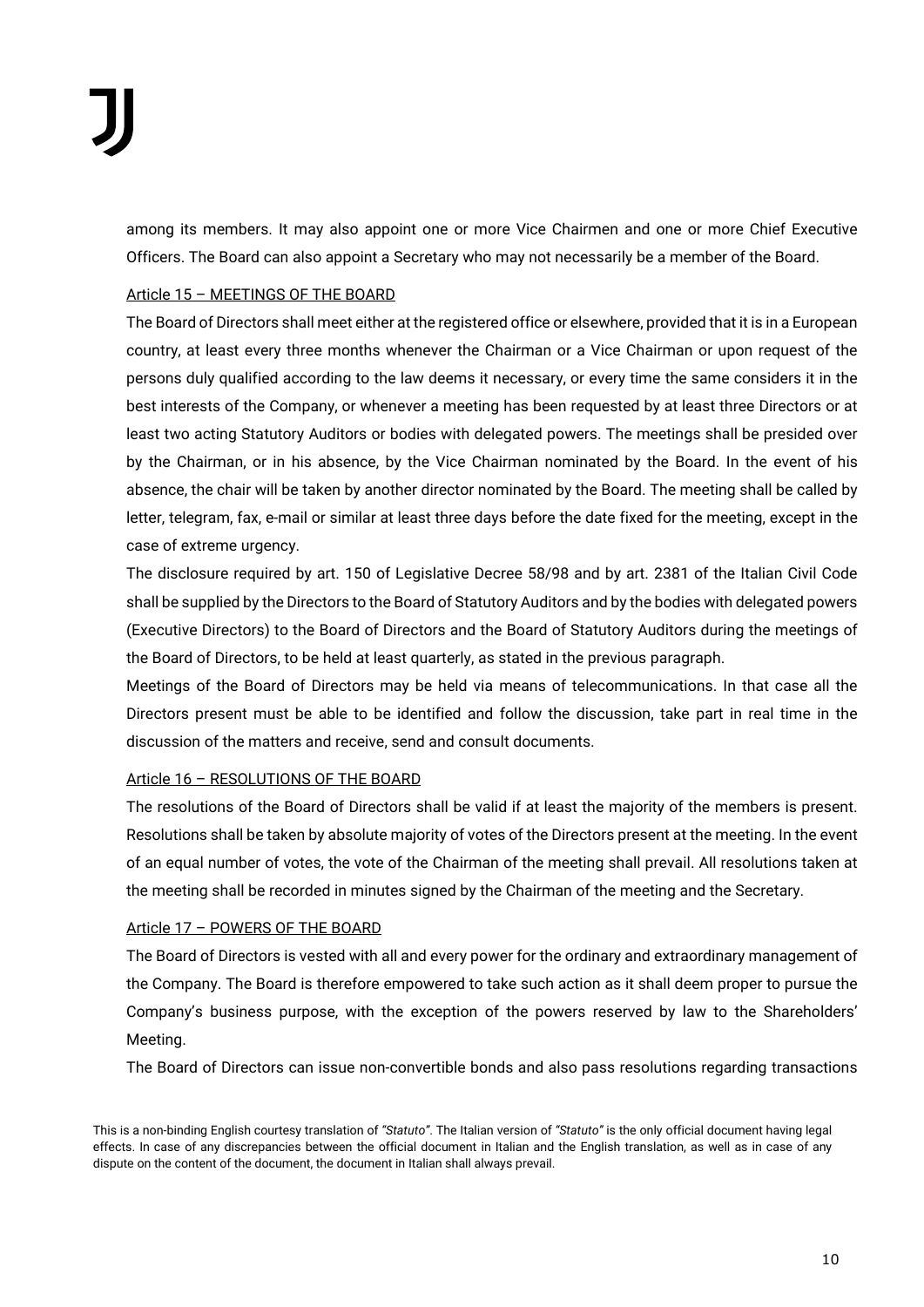among its members. It may also appoint one or more Vice Chairmen and one or more Chief Executive Officers. The Board can also appoint a Secretary who may not necessarily be a member of the Board.

### Article 15 – MEETINGS OF THE BOARD

The Board of Directors shall meet either at the registered office or elsewhere, provided that it is in a European country, at least every three months whenever the Chairman or a Vice Chairman or upon request of the persons duly qualified according to the law deems it necessary, or every time the same considers it in the best interests of the Company, or whenever a meeting has been requested by at least three Directors or at least two acting Statutory Auditors or bodies with delegated powers. The meetings shall be presided over by the Chairman, or in his absence, by the Vice Chairman nominated by the Board. In the event of his absence, the chair will be taken by another director nominated by the Board. The meeting shall be called by letter, telegram, fax, e-mail or similar at least three days before the date fixed for the meeting, except in the case of extreme urgency.

The disclosure required by art. 150 of Legislative Decree 58/98 and by art. 2381 of the Italian Civil Code shall be supplied by the Directors to the Board of Statutory Auditors and by the bodies with delegated powers (Executive Directors) to the Board of Directors and the Board of Statutory Auditors during the meetings of the Board of Directors, to be held at least quarterly, as stated in the previous paragraph.

Meetings of the Board of Directors may be held via means of telecommunications. In that case all the Directors present must be able to be identified and follow the discussion, take part in real time in the discussion of the matters and receive, send and consult documents.

### Article 16 – RESOLUTIONS OF THE BOARD

The resolutions of the Board of Directors shall be valid if at least the majority of the members is present. Resolutions shall be taken by absolute majority of votes of the Directors present at the meeting. In the event of an equal number of votes, the vote of the Chairman of the meeting shall prevail. All resolutions taken at the meeting shall be recorded in minutes signed by the Chairman of the meeting and the Secretary.

### Article 17 – POWERS OF THE BOARD

The Board of Directors is vested with all and every power for the ordinary and extraordinary management of the Company. The Board is therefore empowered to take such action as it shall deem proper to pursue the Company's business purpose, with the exception of the powers reserved by law to the Shareholders' Meeting.

The Board of Directors can issue non-convertible bonds and also pass resolutions regarding transactions

This is a non-binding English courtesy translation of *"Statuto"*. The Italian version of *"Statuto"* is the only official document having legal effects. In case of any discrepancies between the official document in Italian and the English translation, as well as in case of any dispute on the content of the document, the document in Italian shall always prevail.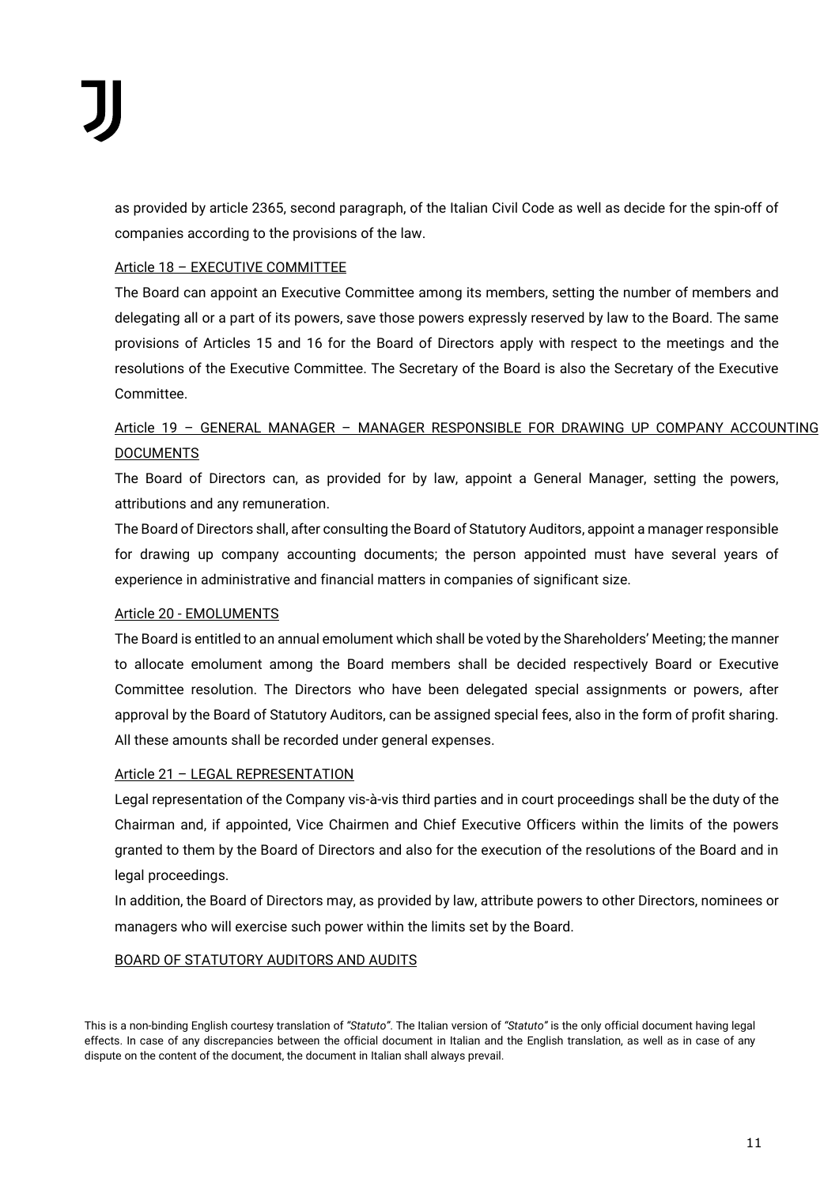as provided by article 2365, second paragraph, of the Italian Civil Code as well as decide for the spin-off of companies according to the provisions of the law.

Article 18 – EXECUTIVE COMMITTEE

The Board can appoint an Executive Committee among its members, setting the number of members and delegating all or a part of its powers, save those powers expressly reserved by law to the Board. The same provisions of Articles 15 and 16 for the Board of Directors apply with respect to the meetings and the resolutions of the Executive Committee. The Secretary of the Board is also the Secretary of the Executive Committee.

Article 19 – GENERAL MANAGER – MANAGER RESPONSIBLE FOR DRAWING UP COMPANY ACCOUNTING DOCUMENTS

The Board of Directors can, as provided for by law, appoint a General Manager, setting the powers, attributions and any remuneration.

The Board of Directors shall, after consulting the Board of Statutory Auditors, appoint a manager responsible for drawing up company accounting documents; the person appointed must have several years of experience in administrative and financial matters in companies of significant size.

Article 20 - EMOLUMENTS

The Board is entitled to an annual emolument which shall be voted by the Shareholders' Meeting; the manner to allocate emolument among the Board members shall be decided respectively Board or Executive Committee resolution. The Directors who have been delegated special assignments or powers, after approval by the Board of Statutory Auditors, can be assigned special fees, also in the form of profit sharing. All these amounts shall be recorded under general expenses.

Article 21 – LEGAL REPRESENTATION

Legal representation of the Company vis-à-vis third parties and in court proceedings shall be the duty of the Chairman and, if appointed, Vice Chairmen and Chief Executive Officers within the limits of the powers granted to them by the Board of Directors and also for the execution of the resolutions of the Board and in legal proceedings.

In addition, the Board of Directors may, as provided by law, attribute powers to other Directors, nominees or managers who will exercise such power within the limits set by the Board.

BOARD OF STATUTORY AUDITORS AND AUDITS

This is a non-binding English courtesy translation of *"Statuto"*. The Italian version of *"Statuto"* is the only official document having legal effects. In case of any discrepancies between the official document in Italian and the English translation, as well as in case of any dispute on the content of the document, the document in Italian shall always prevail.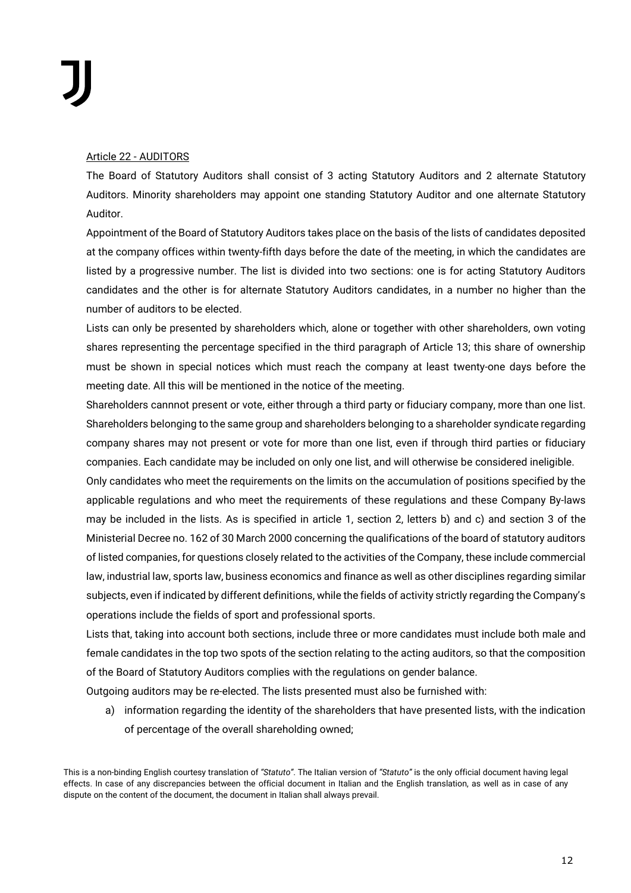Article 22 - AUDITORS

The Board of Statutory Auditors shall consist of 3 acting Statutory Auditors and 2 alternate Statutory Auditors. Minority shareholders may appoint one standing Statutory Auditor and one alternate Statutory Auditor.

Appointment of the Board of Statutory Auditors takes place on the basis of the lists of candidates deposited at the company offices within twenty-fifth days before the date of the meeting, in which the candidates are listed by a progressive number. The list is divided into two sections: one is for acting Statutory Auditors candidates and the other is for alternate Statutory Auditors candidates, in a number no higher than the number of auditors to be elected.

Lists can only be presented by shareholders which, alone or together with other shareholders, own voting shares representing the percentage specified in the third paragraph of Article 13; this share of ownership must be shown in special notices which must reach the company at least twenty-one days before the meeting date. All this will be mentioned in the notice of the meeting.

Shareholders cannnot present or vote, either through a third party or fiduciary company, more than one list. Shareholders belonging to the same group and shareholders belonging to a shareholder syndicate regarding company shares may not present or vote for more than one list, even if through third parties or fiduciary companies. Each candidate may be included on only one list, and will otherwise be considered ineligible.

Only candidates who meet the requirements on the limits on the accumulation of positions specified by the applicable regulations and who meet the requirements of these regulations and these Company By-laws may be included in the lists. As is specified in article 1, section 2, letters b) and c) and section 3 of the Ministerial Decree no. 162 of 30 March 2000 concerning the qualifications of the board of statutory auditors of listed companies, for questions closely related to the activities of the Company, these include commercial law, industrial law, sports law, business economics and finance as well as other disciplines regarding similar subjects, even if indicated by different definitions, while the fields of activity strictly regarding the Company's operations include the fields of sport and professional sports.

Lists that, taking into account both sections, include three or more candidates must include both male and female candidates in the top two spots of the section relating to the acting auditors, so that the composition of the Board of Statutory Auditors complies with the regulations on gender balance.

Outgoing auditors may be re-elected. The lists presented must also be furnished with:

a) information regarding the identity of the shareholders that have presented lists, with the indication of percentage of the overall shareholding owned;

This is a non-binding English courtesy translation of *"Statuto"*. The Italian version of *"Statuto"* is the only official document having legal effects. In case of any discrepancies between the official document in Italian and the English translation, as well as in case of any dispute on the content of the document, the document in Italian shall always prevail.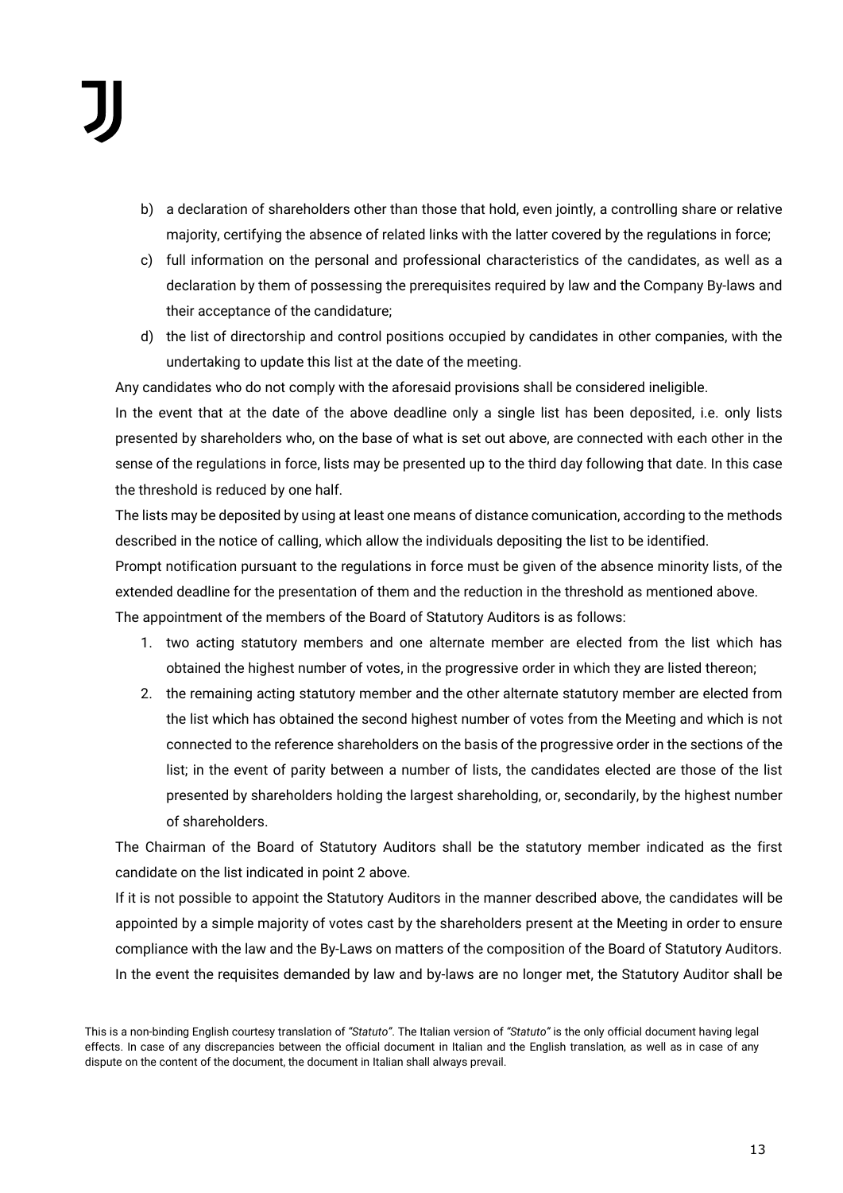b) a declaration of shareholders other than those that hold, even jointly, a controlling share or relative majority, certifying the absence of related links with the latter covered by the regulations in force;
c) full information on the personal and professional characteristics of the candidates, as well as a declaration by them of possessing the prerequisites required by law and the Company By-laws and their acceptance of the candidature;
d) the list of directorship and control positions occupied by candidates in other companies, with the undertaking to update this list at the date of the meeting.

Any candidates who do not comply with the aforesaid provisions shall be considered ineligible.

In the event that at the date of the above deadline only a single list has been deposited, i.e. only lists presented by shareholders who, on the base of what is set out above, are connected with each other in the sense of the regulations in force, lists may be presented up to the third day following that date. In this case the threshold is reduced by one half.

The lists may be deposited by using at least one means of distance comunication, according to the methods described in the notice of calling, which allow the individuals depositing the list to be identified.

Prompt notification pursuant to the regulations in force must be given of the absence minority lists, of the extended deadline for the presentation of them and the reduction in the threshold as mentioned above.

The appointment of the members of the Board of Statutory Auditors is as follows:

1. two acting statutory members and one alternate member are elected from the list which has obtained the highest number of votes, in the progressive order in which they are listed thereon;
2. the remaining acting statutory member and the other alternate statutory member are elected from the list which has obtained the second highest number of votes from the Meeting and which is not connected to the reference shareholders on the basis of the progressive order in the sections of the list; in the event of parity between a number of lists, the candidates elected are those of the list presented by shareholders holding the largest shareholding, or, secondarily, by the highest number of shareholders.

The Chairman of the Board of Statutory Auditors shall be the statutory member indicated as the first candidate on the list indicated in point 2 above.

If it is not possible to appoint the Statutory Auditors in the manner described above, the candidates will be appointed by a simple majority of votes cast by the shareholders present at the Meeting in order to ensure compliance with the law and the By-Laws on matters of the composition of the Board of Statutory Auditors.

In the event the requisites demanded by law and by-laws are no longer met, the Statutory Auditor shall be

This is a non-binding English courtesy translation of *"Statuto"*. The Italian version of *"Statuto"* is the only official document having legal effects. In case of any discrepancies between the official document in Italian and the English translation, as well as in case of any dispute on the content of the document, the document in Italian shall always prevail.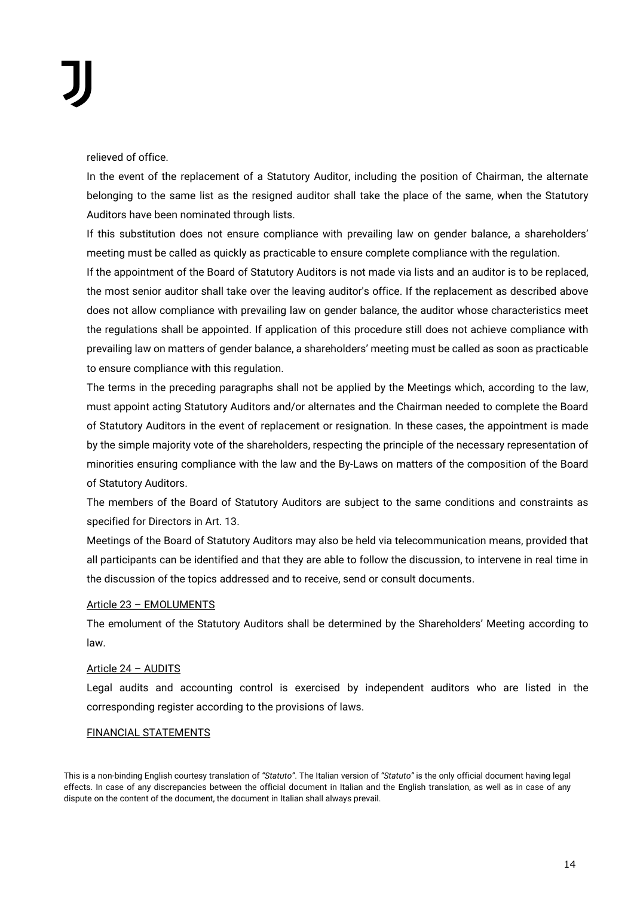relieved of office.

In the event of the replacement of a Statutory Auditor, including the position of Chairman, the alternate belonging to the same list as the resigned auditor shall take the place of the same, when the Statutory Auditors have been nominated through lists.

If this substitution does not ensure compliance with prevailing law on gender balance, a shareholders' meeting must be called as quickly as practicable to ensure complete compliance with the regulation.

If the appointment of the Board of Statutory Auditors is not made via lists and an auditor is to be replaced, the most senior auditor shall take over the leaving auditor's office. If the replacement as described above does not allow compliance with prevailing law on gender balance, the auditor whose characteristics meet the regulations shall be appointed. If application of this procedure still does not achieve compliance with prevailing law on matters of gender balance, a shareholders' meeting must be called as soon as practicable to ensure compliance with this regulation.

The terms in the preceding paragraphs shall not be applied by the Meetings which, according to the law, must appoint acting Statutory Auditors and/or alternates and the Chairman needed to complete the Board of Statutory Auditors in the event of replacement or resignation. In these cases, the appointment is made by the simple majority vote of the shareholders, respecting the principle of the necessary representation of minorities ensuring compliance with the law and the By-Laws on matters of the composition of the Board of Statutory Auditors.

The members of the Board of Statutory Auditors are subject to the same conditions and constraints as specified for Directors in Art. 13.

Meetings of the Board of Statutory Auditors may also be held via telecommunication means, provided that all participants can be identified and that they are able to follow the discussion, to intervene in real time in the discussion of the topics addressed and to receive, send or consult documents.

## Article 23 – EMOLUMENTS

The emolument of the Statutory Auditors shall be determined by the Shareholders' Meeting according to law.

## Article 24 – AUDITS

Legal audits and accounting control is exercised by independent auditors who are listed in the corresponding register according to the provisions of laws.

## FINANCIAL STATEMENTS

This is a non-binding English courtesy translation of *"Statuto"*. The Italian version of *"Statuto"* is the only official document having legal effects. In case of any discrepancies between the official document in Italian and the English translation, as well as in case of any dispute on the content of the document, the document in Italian shall always prevail.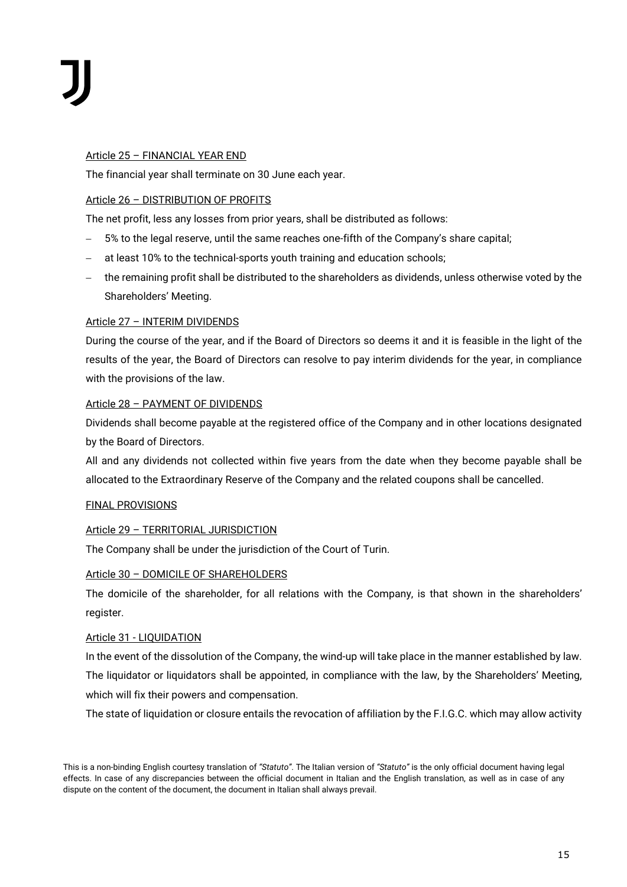Article 25 – FINANCIAL YEAR END

The financial year shall terminate on 30 June each year.

Article 26 – DISTRIBUTION OF PROFITS

The net profit, less any losses from prior years, shall be distributed as follows:

- 5% to the legal reserve, until the same reaches one-fifth of the Company's share capital;
- at least 10% to the technical-sports youth training and education schools;
- the remaining profit shall be distributed to the shareholders as dividends, unless otherwise voted by the Shareholders' Meeting.

Article 27 – INTERIM DIVIDENDS

During the course of the year, and if the Board of Directors so deems it and it is feasible in the light of the results of the year, the Board of Directors can resolve to pay interim dividends for the year, in compliance with the provisions of the law.

Article 28 – PAYMENT OF DIVIDENDS

Dividends shall become payable at the registered office of the Company and in other locations designated by the Board of Directors.

All and any dividends not collected within five years from the date when they become payable shall be allocated to the Extraordinary Reserve of the Company and the related coupons shall be cancelled.

FINAL PROVISIONS

Article 29 – TERRITORIAL JURISDICTION

The Company shall be under the jurisdiction of the Court of Turin.

Article 30 – DOMICILE OF SHAREHOLDERS

The domicile of the shareholder, for all relations with the Company, is that shown in the shareholders' register.

Article 31 - LIQUIDATION

In the event of the dissolution of the Company, the wind-up will take place in the manner established by law. The liquidator or liquidators shall be appointed, in compliance with the law, by the Shareholders' Meeting, which will fix their powers and compensation.

The state of liquidation or closure entails the revocation of affiliation by the F.I.G.C. which may allow activity

This is a non-binding English courtesy translation of *"Statuto"*. The Italian version of *"Statuto"* is the only official document having legal effects. In case of any discrepancies between the official document in Italian and the English translation, as well as in case of any dispute on the content of the document, the document in Italian shall always prevail.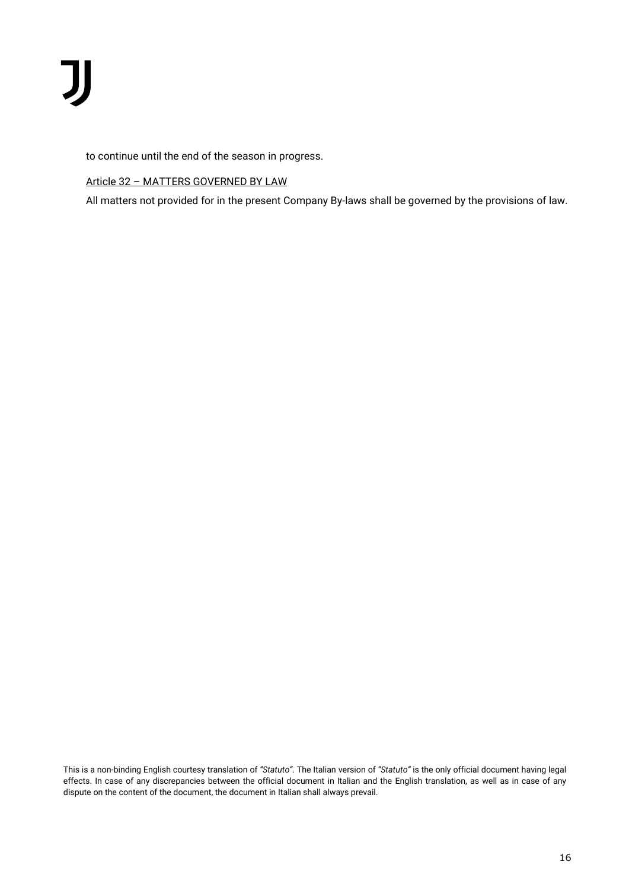to continue until the end of the season in progress.

Article 32 – MATTERS GOVERNED BY LAW

All matters not provided for in the present Company By-laws shall be governed by the provisions of law.

This is a non-binding English courtesy translation of *"Statuto"*. The Italian version of *"Statuto"* is the only official document having legal effects. In case of any discrepancies between the official document in Italian and the English translation, as well as in case of any dispute on the content of the document, the document in Italian shall always prevail.